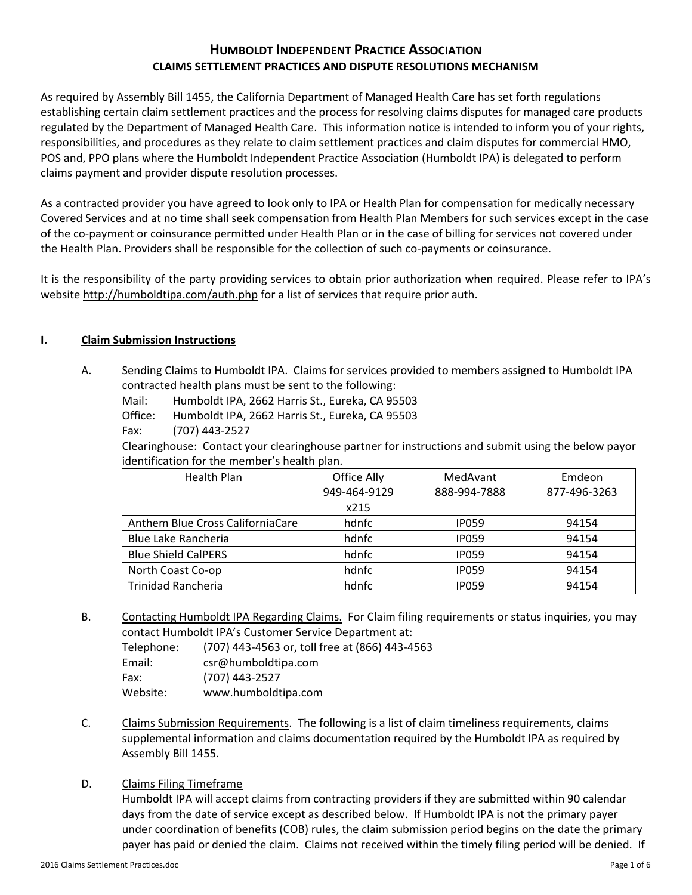# HUMBOLDT INDEPENDENT PRACTICE ASSOCIATION
## CLAIMS SETTLEMENT PRACTICES AND DISPUTE RESOLUTIONS MECHANISM

As required by Assembly Bill 1455, the California Department of Managed Health Care has set forth regulations establishing certain claim settlement practices and the process for resolving claims disputes for managed care products regulated by the Department of Managed Health Care. This information notice is intended to inform you of your rights, responsibilities, and procedures as they relate to claim settlement practices and claim disputes for commercial HMO, POS and, PPO plans where the Humboldt Independent Practice Association (Humboldt IPA) is delegated to perform claims payment and provider dispute resolution processes.

As a contracted provider you have agreed to look only to IPA or Health Plan for compensation for medically necessary Covered Services and at no time shall seek compensation from Health Plan Members for such services except in the case of the co-payment or coinsurance permitted under Health Plan or in the case of billing for services not covered under the Health Plan. Providers shall be responsible for the collection of such co-payments or coinsurance.

It is the responsibility of the party providing services to obtain prior authorization when required. Please refer to IPA's website http://humboldtipa.com/auth.php for a list of services that require prior auth.

### I. Claim Submission Instructions

A. Sending Claims to Humboldt IPA. Claims for services provided to members assigned to Humboldt IPA contracted health plans must be sent to the following:

Mail: Humboldt IPA, 2662 Harris St., Eureka, CA 95503
Office: Humboldt IPA, 2662 Harris St., Eureka, CA 95503
Fax: (707) 443-2527
Clearinghouse: Contact your clearinghouse partner for instructions and submit using the below payor identification for the member's health plan.

| Health Plan | Office Ally 949-464-9129 x215 | MedAvant 888-994-7888 | Emdeon 877-496-3263 |
|---|---|---|---|
| Anthem Blue Cross CaliforniaCare | hdnfc | IP059 | 94154 |
| Blue Lake Rancheria | hdnfc | IP059 | 94154 |
| Blue Shield CalPERS | hdnfc | IP059 | 94154 |
| North Coast Co-op | hdnfc | IP059 | 94154 |
| Trinidad Rancheria | hdnfc | IP059 | 94154 |

B. Contacting Humboldt IPA Regarding Claims. For Claim filing requirements or status inquiries, you may contact Humboldt IPA's Customer Service Department at:

Telephone: (707) 443-4563 or, toll free at (866) 443-4563
Email: csr@humboldtipa.com
Fax: (707) 443-2527
Website: www.humboldtipa.com

C. Claims Submission Requirements. The following is a list of claim timeliness requirements, claims supplemental information and claims documentation required by the Humboldt IPA as required by Assembly Bill 1455.

D. Claims Filing Timeframe
Humboldt IPA will accept claims from contracting providers if they are submitted within 90 calendar days from the date of service except as described below. If Humboldt IPA is not the primary payer under coordination of benefits (COB) rules, the claim submission period begins on the date the primary payer has paid or denied the claim. Claims not received within the timely filing period will be denied. If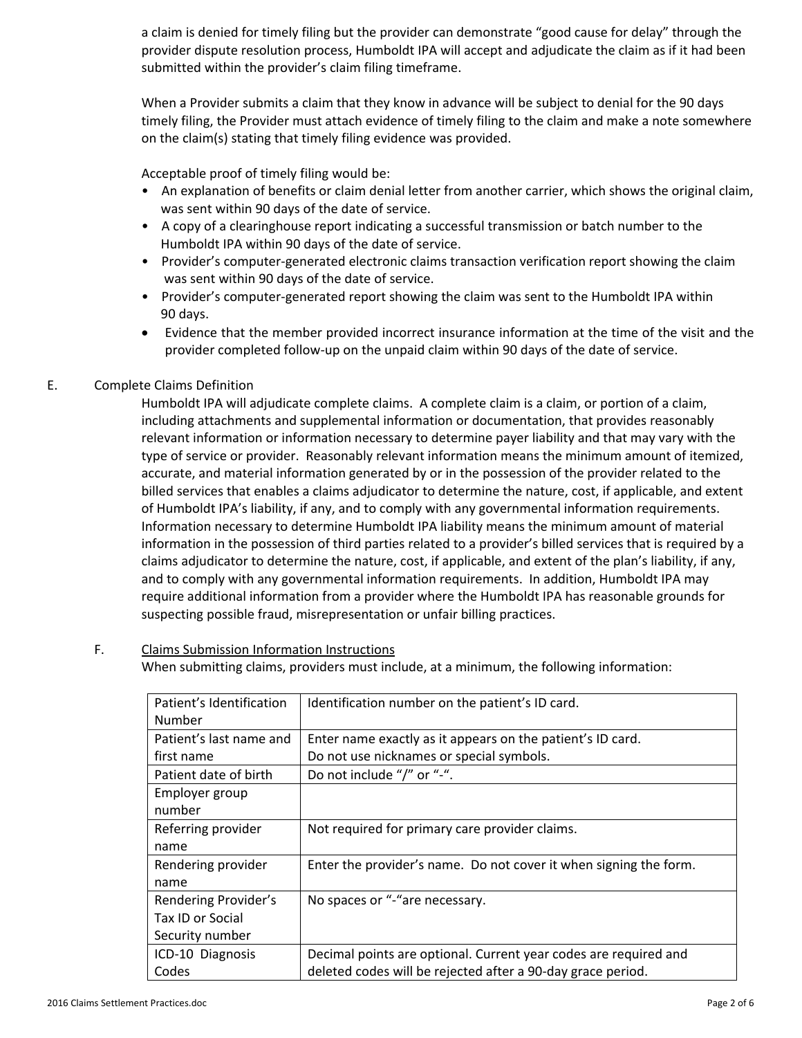a claim is denied for timely filing but the provider can demonstrate "good cause for delay" through the provider dispute resolution process, Humboldt IPA will accept and adjudicate the claim as if it had been submitted within the provider's claim filing timeframe.

When a Provider submits a claim that they know in advance will be subject to denial for the 90 days timely filing, the Provider must attach evidence of timely filing to the claim and make a note somewhere on the claim(s) stating that timely filing evidence was provided.

Acceptable proof of timely filing would be:

- An explanation of benefits or claim denial letter from another carrier, which shows the original claim, was sent within 90 days of the date of service.
- A copy of a clearinghouse report indicating a successful transmission or batch number to the Humboldt IPA within 90 days of the date of service.
- Provider's computer-generated electronic claims transaction verification report showing the claim was sent within 90 days of the date of service.
- Provider's computer-generated report showing the claim was sent to the Humboldt IPA within 90 days.
- Evidence that the member provided incorrect insurance information at the time of the visit and the provider completed follow-up on the unpaid claim within 90 days of the date of service.

E. Complete Claims Definition

Humboldt IPA will adjudicate complete claims. A complete claim is a claim, or portion of a claim, including attachments and supplemental information or documentation, that provides reasonably relevant information or information necessary to determine payer liability and that may vary with the type of service or provider. Reasonably relevant information means the minimum amount of itemized, accurate, and material information generated by or in the possession of the provider related to the billed services that enables a claims adjudicator to determine the nature, cost, if applicable, and extent of Humboldt IPA's liability, if any, and to comply with any governmental information requirements. Information necessary to determine Humboldt IPA liability means the minimum amount of material information in the possession of third parties related to a provider's billed services that is required by a claims adjudicator to determine the nature, cost, if applicable, and extent of the plan's liability, if any, and to comply with any governmental information requirements. In addition, Humboldt IPA may require additional information from a provider where the Humboldt IPA has reasonable grounds for suspecting possible fraud, misrepresentation or unfair billing practices.

F. <u>Claims Submission Information Instructions</u>

When submitting claims, providers must include, at a minimum, the following information:

| | |
|---|---|
| Patient's Identification Number | Identification number on the patient's ID card. |
| Patient's last name and first name | Enter name exactly as it appears on the patient's ID card. Do not use nicknames or special symbols. |
| Patient date of birth | Do not include "/" or "-". |
| Employer group number | |
| Referring provider name | Not required for primary care provider claims. |
| Rendering provider name | Enter the provider's name. Do not cover it when signing the form. |
| Rendering Provider's Tax ID or Social Security number | No spaces or "-"are necessary. |
| ICD-10 Diagnosis Codes | Decimal points are optional. Current year codes are required and deleted codes will be rejected after a 90-day grace period. |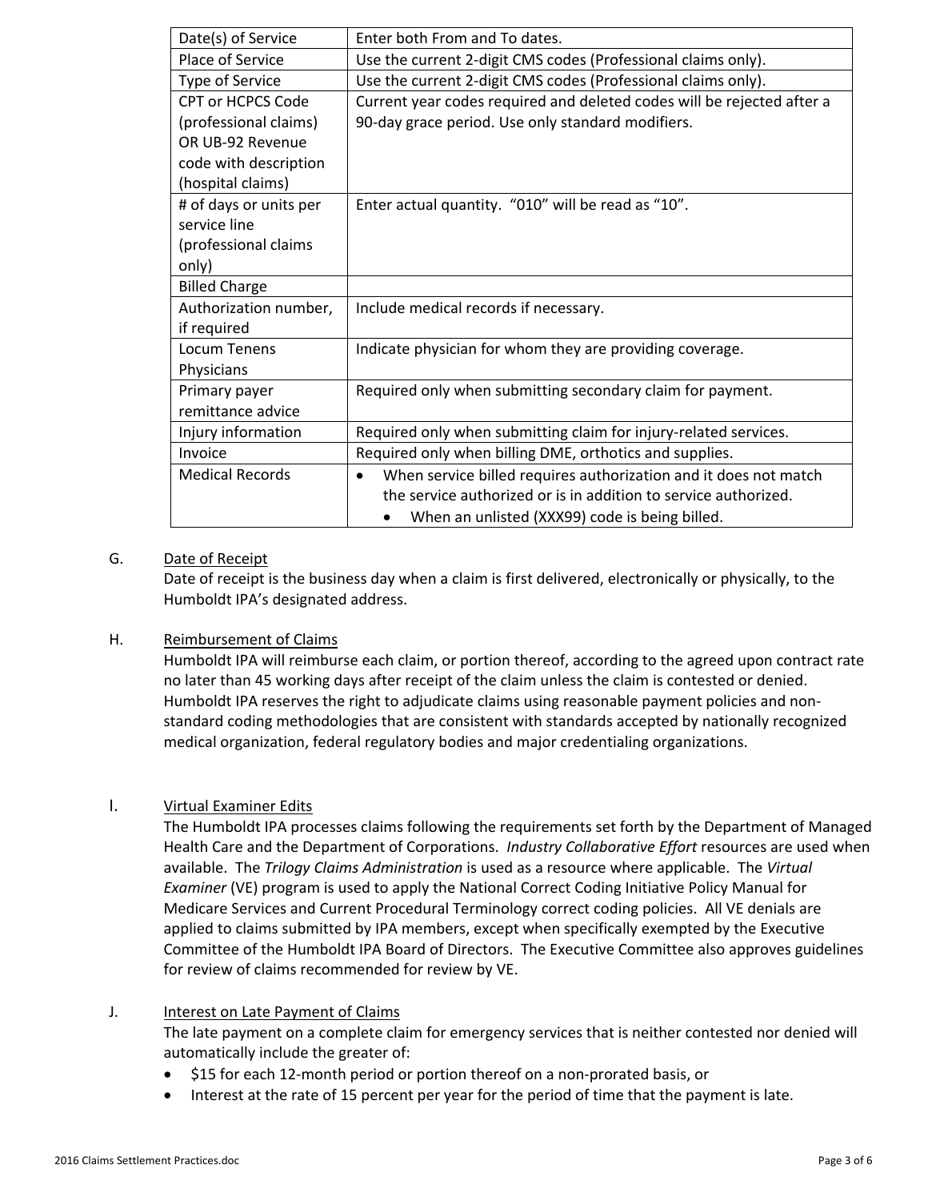| Date(s) of Service | Enter both From and To dates. |
|---|---|
| Place of Service | Use the current 2-digit CMS codes (Professional claims only). |
| Type of Service | Use the current 2-digit CMS codes (Professional claims only). |
| CPT or HCPCS Code (professional claims) OR UB-92 Revenue code with description (hospital claims) | Current year codes required and deleted codes will be rejected after a 90-day grace period. Use only standard modifiers. |
| # of days or units per service line (professional claims only) | Enter actual quantity. "010" will be read as "10". |
| Billed Charge | |
| Authorization number, if required | Include medical records if necessary. |
| Locum Tenens Physicians | Indicate physician for whom they are providing coverage. |
| Primary payer remittance advice | Required only when submitting secondary claim for payment. |
| Injury information | Required only when submitting claim for injury-related services. |
| Invoice | Required only when billing DME, orthotics and supplies. |
| Medical Records | • When service billed requires authorization and it does not match the service authorized or is in addition to service authorized. • When an unlisted (XXX99) code is being billed. |

G. Date of Receipt

Date of receipt is the business day when a claim is first delivered, electronically or physically, to the Humboldt IPA's designated address.

H. Reimbursement of Claims

Humboldt IPA will reimburse each claim, or portion thereof, according to the agreed upon contract rate no later than 45 working days after receipt of the claim unless the claim is contested or denied. Humboldt IPA reserves the right to adjudicate claims using reasonable payment policies and non-standard coding methodologies that are consistent with standards accepted by nationally recognized medical organization, federal regulatory bodies and major credentialing organizations.

I. Virtual Examiner Edits

The Humboldt IPA processes claims following the requirements set forth by the Department of Managed Health Care and the Department of Corporations. *Industry Collaborative Effort* resources are used when available. The *Trilogy Claims Administration* is used as a resource where applicable. The *Virtual Examiner* (VE) program is used to apply the National Correct Coding Initiative Policy Manual for Medicare Services and Current Procedural Terminology correct coding policies. All VE denials are applied to claims submitted by IPA members, except when specifically exempted by the Executive Committee of the Humboldt IPA Board of Directors. The Executive Committee also approves guidelines for review of claims recommended for review by VE.

J. Interest on Late Payment of Claims

The late payment on a complete claim for emergency services that is neither contested nor denied will automatically include the greater of:

- $15 for each 12-month period or portion thereof on a non-prorated basis, or
- Interest at the rate of 15 percent per year for the period of time that the payment is late.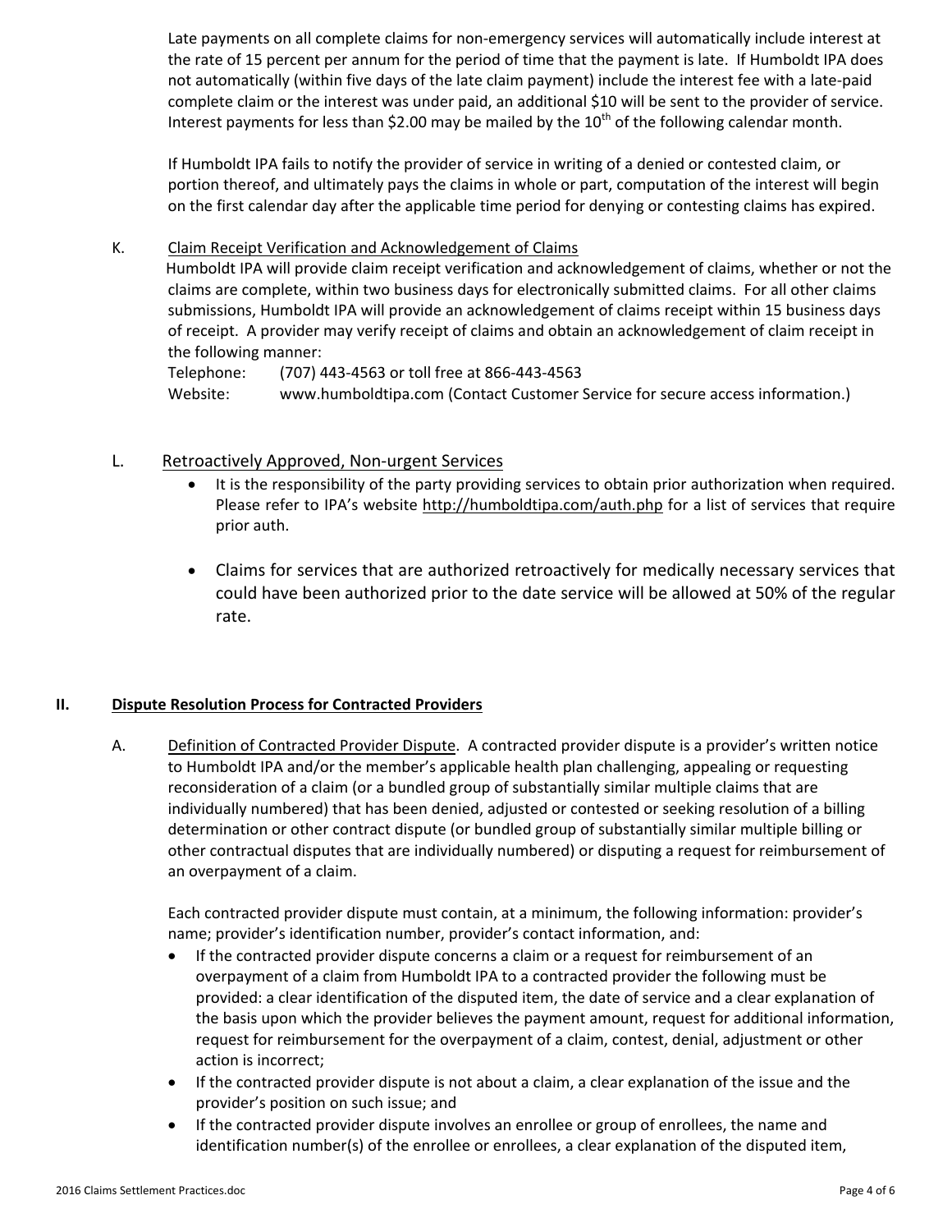Late payments on all complete claims for non-emergency services will automatically include interest at the rate of 15 percent per annum for the period of time that the payment is late. If Humboldt IPA does not automatically (within five days of the late claim payment) include the interest fee with a late-paid complete claim or the interest was under paid, an additional $10 will be sent to the provider of service. Interest payments for less than $2.00 may be mailed by the 10th of the following calendar month.

If Humboldt IPA fails to notify the provider of service in writing of a denied or contested claim, or portion thereof, and ultimately pays the claims in whole or part, computation of the interest will begin on the first calendar day after the applicable time period for denying or contesting claims has expired.

K. Claim Receipt Verification and Acknowledgement of Claims

Humboldt IPA will provide claim receipt verification and acknowledgement of claims, whether or not the claims are complete, within two business days for electronically submitted claims. For all other claims submissions, Humboldt IPA will provide an acknowledgement of claims receipt within 15 business days of receipt. A provider may verify receipt of claims and obtain an acknowledgement of claim receipt in the following manner:

Telephone: (707) 443-4563 or toll free at 866-443-4563
Website: www.humboldtipa.com (Contact Customer Service for secure access information.)

L. Retroactively Approved, Non-urgent Services

- It is the responsibility of the party providing services to obtain prior authorization when required. Please refer to IPA's website http://humboldtipa.com/auth.php for a list of services that require prior auth.
- Claims for services that are authorized retroactively for medically necessary services that could have been authorized prior to the date service will be allowed at 50% of the regular rate.

## II. Dispute Resolution Process for Contracted Providers

A. Definition of Contracted Provider Dispute. A contracted provider dispute is a provider's written notice to Humboldt IPA and/or the member's applicable health plan challenging, appealing or requesting reconsideration of a claim (or a bundled group of substantially similar multiple claims that are individually numbered) that has been denied, adjusted or contested or seeking resolution of a billing determination or other contract dispute (or bundled group of substantially similar multiple billing or other contractual disputes that are individually numbered) or disputing a request for reimbursement of an overpayment of a claim.

Each contracted provider dispute must contain, at a minimum, the following information: provider's name; provider's identification number, provider's contact information, and:

- If the contracted provider dispute concerns a claim or a request for reimbursement of an overpayment of a claim from Humboldt IPA to a contracted provider the following must be provided: a clear identification of the disputed item, the date of service and a clear explanation of the basis upon which the provider believes the payment amount, request for additional information, request for reimbursement for the overpayment of a claim, contest, denial, adjustment or other action is incorrect;
- If the contracted provider dispute is not about a claim, a clear explanation of the issue and the provider's position on such issue; and
- If the contracted provider dispute involves an enrollee or group of enrollees, the name and identification number(s) of the enrollee or enrollees, a clear explanation of the disputed item,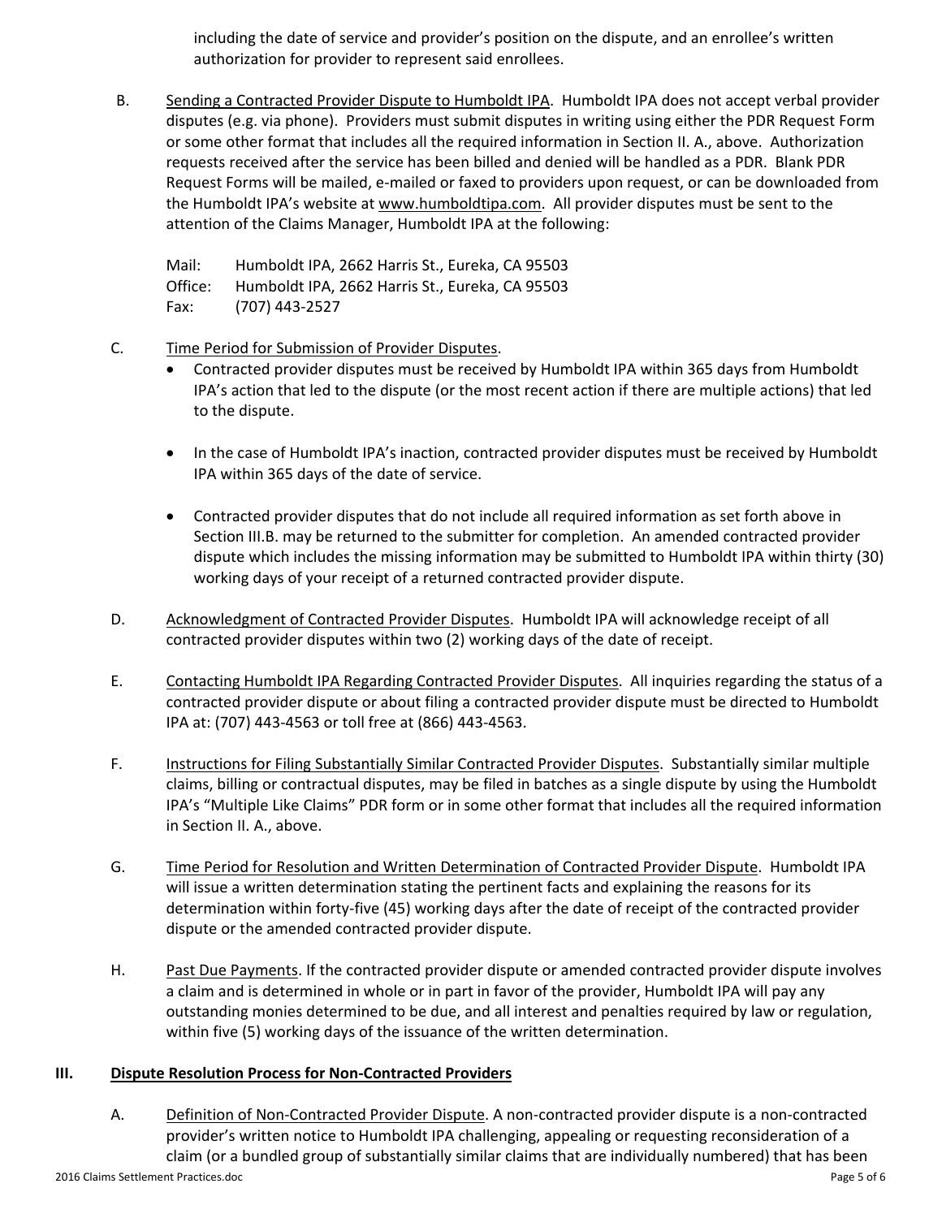including the date of service and provider's position on the dispute, and an enrollee's written authorization for provider to represent said enrollees.

B. Sending a Contracted Provider Dispute to Humboldt IPA. Humboldt IPA does not accept verbal provider disputes (e.g. via phone). Providers must submit disputes in writing using either the PDR Request Form or some other format that includes all the required information in Section II. A., above. Authorization requests received after the service has been billed and denied will be handled as a PDR. Blank PDR Request Forms will be mailed, e-mailed or faxed to providers upon request, or can be downloaded from the Humboldt IPA's website at www.humboldtipa.com. All provider disputes must be sent to the attention of the Claims Manager, Humboldt IPA at the following:

Mail: Humboldt IPA, 2662 Harris St., Eureka, CA 95503
Office: Humboldt IPA, 2662 Harris St., Eureka, CA 95503
Fax: (707) 443-2527

C. Time Period for Submission of Provider Disputes.

- Contracted provider disputes must be received by Humboldt IPA within 365 days from Humboldt IPA's action that led to the dispute (or the most recent action if there are multiple actions) that led to the dispute.
- In the case of Humboldt IPA's inaction, contracted provider disputes must be received by Humboldt IPA within 365 days of the date of service.
- Contracted provider disputes that do not include all required information as set forth above in Section III.B. may be returned to the submitter for completion. An amended contracted provider dispute which includes the missing information may be submitted to Humboldt IPA within thirty (30) working days of your receipt of a returned contracted provider dispute.

D. Acknowledgment of Contracted Provider Disputes. Humboldt IPA will acknowledge receipt of all contracted provider disputes within two (2) working days of the date of receipt.

E. Contacting Humboldt IPA Regarding Contracted Provider Disputes. All inquiries regarding the status of a contracted provider dispute or about filing a contracted provider dispute must be directed to Humboldt IPA at: (707) 443-4563 or toll free at (866) 443-4563.

F. Instructions for Filing Substantially Similar Contracted Provider Disputes. Substantially similar multiple claims, billing or contractual disputes, may be filed in batches as a single dispute by using the Humboldt IPA's "Multiple Like Claims" PDR form or in some other format that includes all the required information in Section II. A., above.

G. Time Period for Resolution and Written Determination of Contracted Provider Dispute. Humboldt IPA will issue a written determination stating the pertinent facts and explaining the reasons for its determination within forty-five (45) working days after the date of receipt of the contracted provider dispute or the amended contracted provider dispute.

H. Past Due Payments. If the contracted provider dispute or amended contracted provider dispute involves a claim and is determined in whole or in part in favor of the provider, Humboldt IPA will pay any outstanding monies determined to be due, and all interest and penalties required by law or regulation, within five (5) working days of the issuance of the written determination.

## III. Dispute Resolution Process for Non-Contracted Providers

A. Definition of Non-Contracted Provider Dispute. A non-contracted provider dispute is a non-contracted provider's written notice to Humboldt IPA challenging, appealing or requesting reconsideration of a claim (or a bundled group of substantially similar claims that are individually numbered) that has been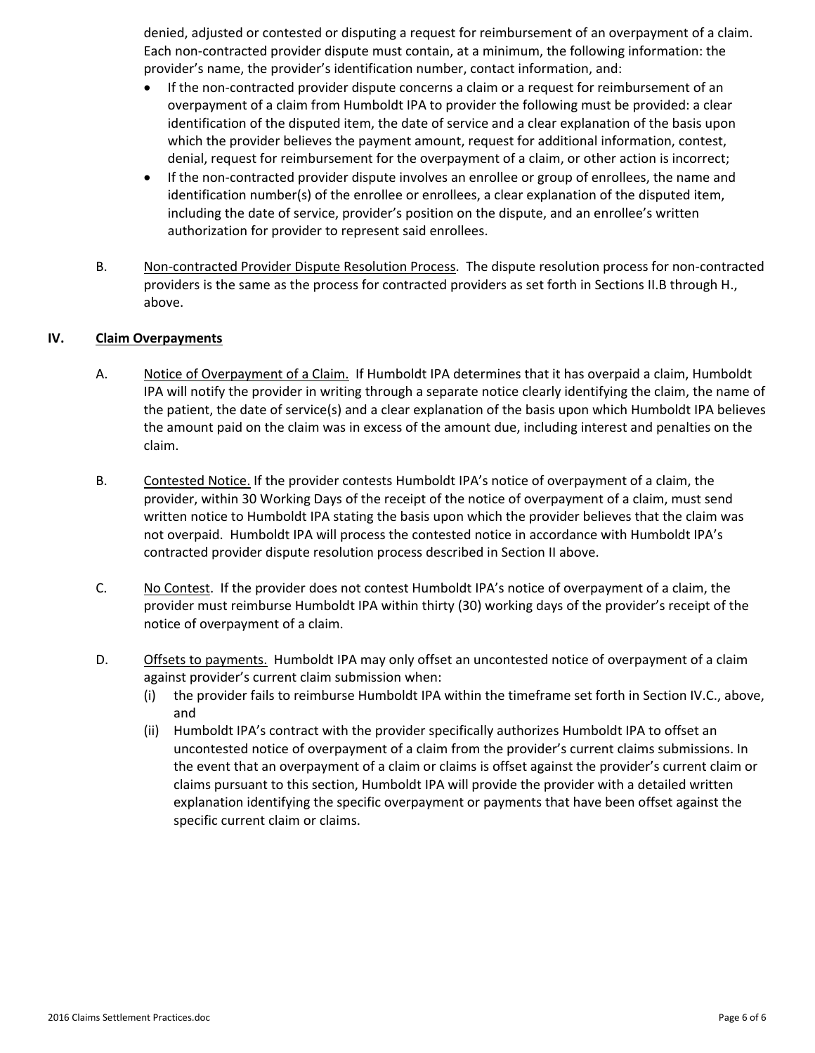denied, adjusted or contested or disputing a request for reimbursement of an overpayment of a claim. Each non-contracted provider dispute must contain, at a minimum, the following information: the provider's name, the provider's identification number, contact information, and:

- If the non-contracted provider dispute concerns a claim or a request for reimbursement of an overpayment of a claim from Humboldt IPA to provider the following must be provided: a clear identification of the disputed item, the date of service and a clear explanation of the basis upon which the provider believes the payment amount, request for additional information, contest, denial, request for reimbursement for the overpayment of a claim, or other action is incorrect;
- If the non-contracted provider dispute involves an enrollee or group of enrollees, the name and identification number(s) of the enrollee or enrollees, a clear explanation of the disputed item, including the date of service, provider's position on the dispute, and an enrollee's written authorization for provider to represent said enrollees.

B. Non-contracted Provider Dispute Resolution Process. The dispute resolution process for non-contracted providers is the same as the process for contracted providers as set forth in Sections II.B through H., above.

## IV. Claim Overpayments

A. Notice of Overpayment of a Claim. If Humboldt IPA determines that it has overpaid a claim, Humboldt IPA will notify the provider in writing through a separate notice clearly identifying the claim, the name of the patient, the date of service(s) and a clear explanation of the basis upon which Humboldt IPA believes the amount paid on the claim was in excess of the amount due, including interest and penalties on the claim.

B. Contested Notice. If the provider contests Humboldt IPA's notice of overpayment of a claim, the provider, within 30 Working Days of the receipt of the notice of overpayment of a claim, must send written notice to Humboldt IPA stating the basis upon which the provider believes that the claim was not overpaid. Humboldt IPA will process the contested notice in accordance with Humboldt IPA's contracted provider dispute resolution process described in Section II above.

C. No Contest. If the provider does not contest Humboldt IPA's notice of overpayment of a claim, the provider must reimburse Humboldt IPA within thirty (30) working days of the provider's receipt of the notice of overpayment of a claim.

D. Offsets to payments. Humboldt IPA may only offset an uncontested notice of overpayment of a claim against provider's current claim submission when:

(i) the provider fails to reimburse Humboldt IPA within the timeframe set forth in Section IV.C., above, and

(ii) Humboldt IPA's contract with the provider specifically authorizes Humboldt IPA to offset an uncontested notice of overpayment of a claim from the provider's current claims submissions. In the event that an overpayment of a claim or claims is offset against the provider's current claim or claims pursuant to this section, Humboldt IPA will provide the provider with a detailed written explanation identifying the specific overpayment or payments that have been offset against the specific current claim or claims.